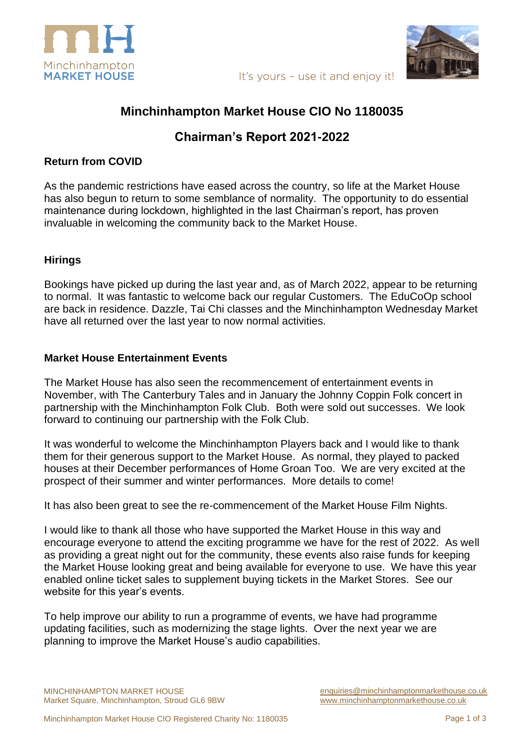Minchinhampton
MARKET HOUSE

It's yours – use it and enjoy it!

# Minchinhampton Market House CIO No 1180035

## Chairman's Report 2021-2022

### Return from COVID

As the pandemic restrictions have eased across the country, so life at the Market House has also begun to return to some semblance of normality. The opportunity to do essential maintenance during lockdown, highlighted in the last Chairman's report, has proven invaluable in welcoming the community back to the Market House.

### Hirings

Bookings have picked up during the last year and, as of March 2022, appear to be returning to normal. It was fantastic to welcome back our regular Customers. The EduCoOp school are back in residence. Dazzle, Tai Chi classes and the Minchinhampton Wednesday Market have all returned over the last year to now normal activities.

### Market House Entertainment Events

The Market House has also seen the recommencement of entertainment events in November, with The Canterbury Tales and in January the Johnny Coppin Folk concert in partnership with the Minchinhampton Folk Club. Both were sold out successes. We look forward to continuing our partnership with the Folk Club.

It was wonderful to welcome the Minchinhampton Players back and I would like to thank them for their generous support to the Market House. As normal, they played to packed houses at their December performances of Home Groan Too. We are very excited at the prospect of their summer and winter performances. More details to come!

It has also been great to see the re-commencement of the Market House Film Nights.

I would like to thank all those who have supported the Market House in this way and encourage everyone to attend the exciting programme we have for the rest of 2022. As well as providing a great night out for the community, these events also raise funds for keeping the Market House looking great and being available for everyone to use. We have this year enabled online ticket sales to supplement buying tickets in the Market Stores. See our website for this year's events.

To help improve our ability to run a programme of events, we have had programme updating facilities, such as modernizing the stage lights. Over the next year we are planning to improve the Market House's audio capabilities.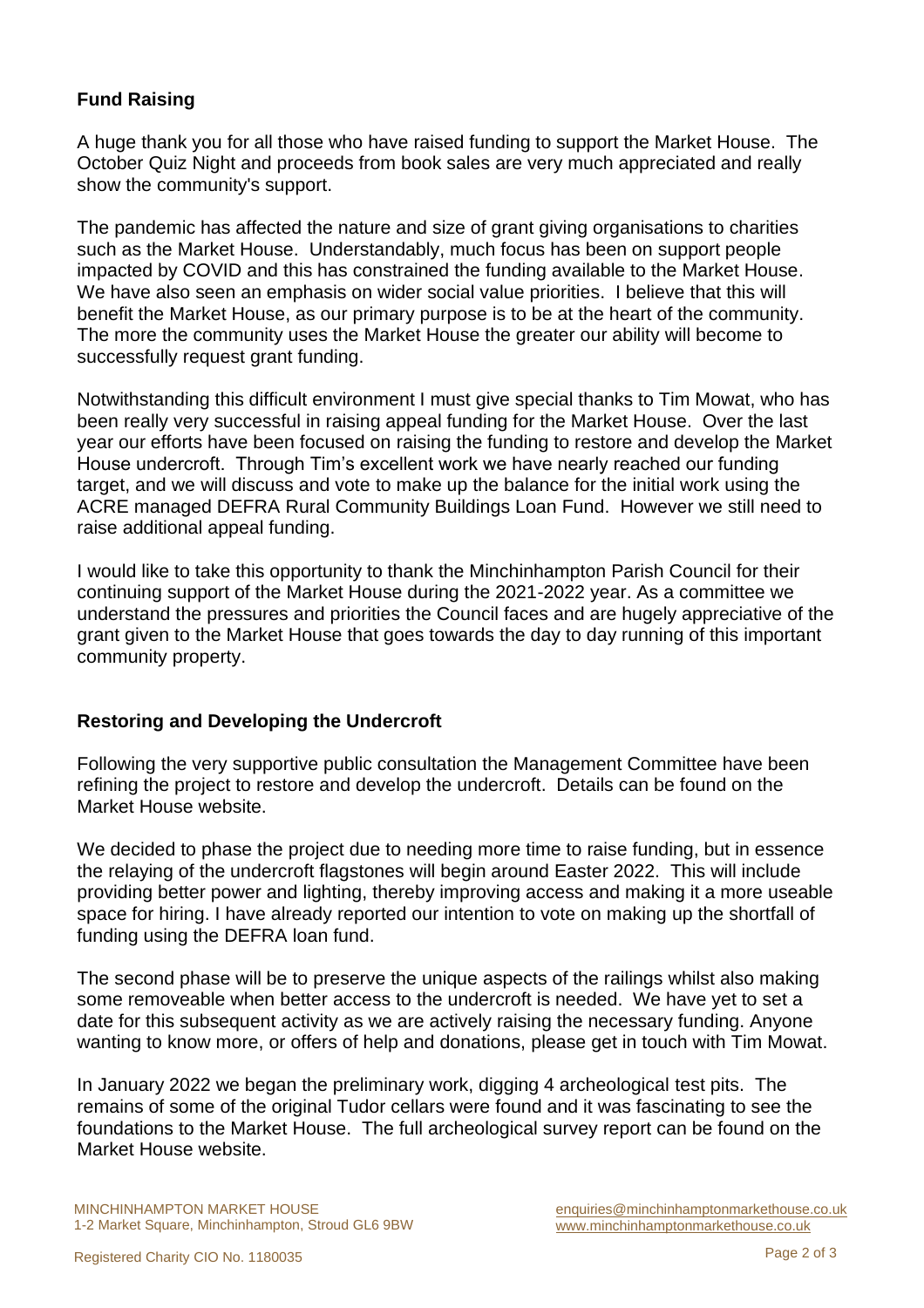## Fund Raising

A huge thank you for all those who have raised funding to support the Market House. The October Quiz Night and proceeds from book sales are very much appreciated and really show the community's support.

The pandemic has affected the nature and size of grant giving organisations to charities such as the Market House. Understandably, much focus has been on support people impacted by COVID and this has constrained the funding available to the Market House. We have also seen an emphasis on wider social value priorities. I believe that this will benefit the Market House, as our primary purpose is to be at the heart of the community. The more the community uses the Market House the greater our ability will become to successfully request grant funding.

Notwithstanding this difficult environment I must give special thanks to Tim Mowat, who has been really very successful in raising appeal funding for the Market House. Over the last year our efforts have been focused on raising the funding to restore and develop the Market House undercroft. Through Tim's excellent work we have nearly reached our funding target, and we will discuss and vote to make up the balance for the initial work using the ACRE managed DEFRA Rural Community Buildings Loan Fund. However we still need to raise additional appeal funding.

I would like to take this opportunity to thank the Minchinhampton Parish Council for their continuing support of the Market House during the 2021-2022 year. As a committee we understand the pressures and priorities the Council faces and are hugely appreciative of the grant given to the Market House that goes towards the day to day running of this important community property.

## Restoring and Developing the Undercroft

Following the very supportive public consultation the Management Committee have been refining the project to restore and develop the undercroft. Details can be found on the Market House website.

We decided to phase the project due to needing more time to raise funding, but in essence the relaying of the undercroft flagstones will begin around Easter 2022. This will include providing better power and lighting, thereby improving access and making it a more useable space for hiring. I have already reported our intention to vote on making up the shortfall of funding using the DEFRA loan fund.

The second phase will be to preserve the unique aspects of the railings whilst also making some removeable when better access to the undercroft is needed. We have yet to set a date for this subsequent activity as we are actively raising the necessary funding. Anyone wanting to know more, or offers of help and donations, please get in touch with Tim Mowat.

In January 2022 we began the preliminary work, digging 4 archeological test pits. The remains of some of the original Tudor cellars were found and it was fascinating to see the foundations to the Market House. The full archeological survey report can be found on the Market House website.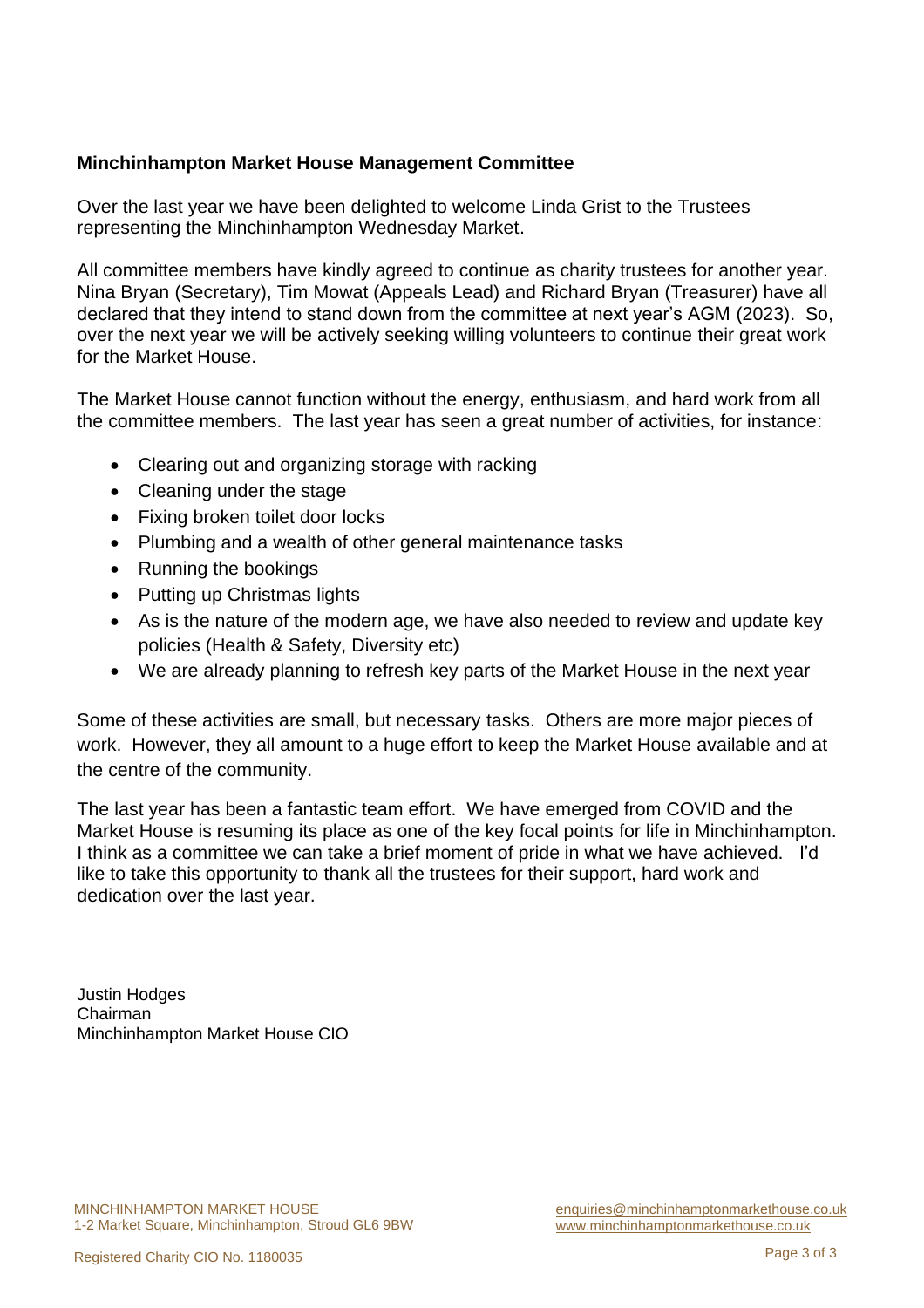**Minchinhampton Market House Management Committee**

Over the last year we have been delighted to welcome Linda Grist to the Trustees representing the Minchinhampton Wednesday Market.

All committee members have kindly agreed to continue as charity trustees for another year. Nina Bryan (Secretary), Tim Mowat (Appeals Lead) and Richard Bryan (Treasurer) have all declared that they intend to stand down from the committee at next year's AGM (2023). So, over the next year we will be actively seeking willing volunteers to continue their great work for the Market House.

The Market House cannot function without the energy, enthusiasm, and hard work from all the committee members. The last year has seen a great number of activities, for instance:

- Clearing out and organizing storage with racking
- Cleaning under the stage
- Fixing broken toilet door locks
- Plumbing and a wealth of other general maintenance tasks
- Running the bookings
- Putting up Christmas lights
- As is the nature of the modern age, we have also needed to review and update key policies (Health & Safety, Diversity etc)
- We are already planning to refresh key parts of the Market House in the next year

Some of these activities are small, but necessary tasks. Others are more major pieces of work. However, they all amount to a huge effort to keep the Market House available and at the centre of the community.

The last year has been a fantastic team effort. We have emerged from COVID and the Market House is resuming its place as one of the key focal points for life in Minchinhampton. I think as a committee we can take a brief moment of pride in what we have achieved. I'd like to take this opportunity to thank all the trustees for their support, hard work and dedication over the last year.

Justin Hodges
Chairman
Minchinhampton Market House CIO

MINCHINHAMPTON MARKET HOUSE
1-2 Market Square, Minchinhampton, Stroud GL6 9BW

enquiries@minchinhamptonmarkethouse.co.uk
www.minchinhamptonmarkethouse.co.uk

Registered Charity CIO No. 1180035